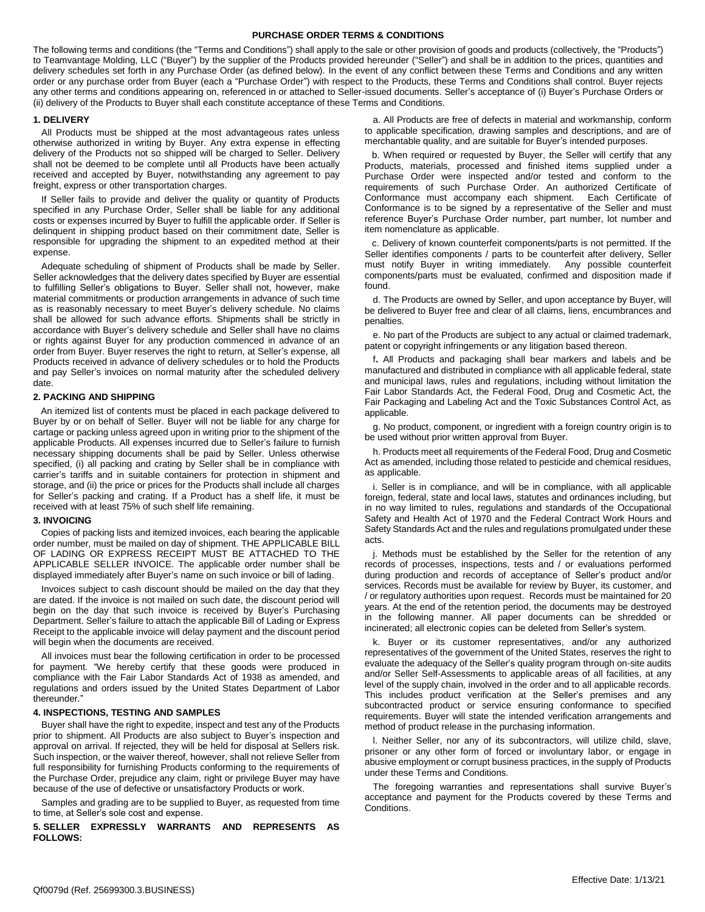# PURCHASE ORDER TERMS & CONDITIONS

The following terms and conditions (the "Terms and Conditions") shall apply to the sale or other provision of goods and products (collectively, the "Products") to Teamvantage Molding, LLC ("Buyer") by the supplier of the Products provided hereunder ("Seller") and shall be in addition to the prices, quantities and delivery schedules set forth in any Purchase Order (as defined below). In the event of any conflict between these Terms and Conditions and any written order or any purchase order from Buyer (each a "Purchase Order") with respect to the Products, these Terms and Conditions shall control. Buyer rejects any other terms and conditions appearing on, referenced in or attached to Seller-issued documents. Seller's acceptance of (i) Buyer's Purchase Orders or (ii) delivery of the Products to Buyer shall each constitute acceptance of these Terms and Conditions.

## 1. DELIVERY

All Products must be shipped at the most advantageous rates unless otherwise authorized in writing by Buyer. Any extra expense in effecting delivery of the Products not so shipped will be charged to Seller. Delivery shall not be deemed to be complete until all Products have been actually received and accepted by Buyer, notwithstanding any agreement to pay freight, express or other transportation charges.

If Seller fails to provide and deliver the quality or quantity of Products specified in any Purchase Order, Seller shall be liable for any additional costs or expenses incurred by Buyer to fulfill the applicable order. If Seller is delinquent in shipping product based on their commitment date, Seller is responsible for upgrading the shipment to an expedited method at their expense.

Adequate scheduling of shipment of Products shall be made by Seller. Seller acknowledges that the delivery dates specified by Buyer are essential to fulfilling Seller's obligations to Buyer. Seller shall not, however, make material commitments or production arrangements in advance of such time as is reasonably necessary to meet Buyer's delivery schedule. No claims shall be allowed for such advance efforts. Shipments shall be strictly in accordance with Buyer's delivery schedule and Seller shall have no claims or rights against Buyer for any production commenced in advance of an order from Buyer. Buyer reserves the right to return, at Seller's expense, all Products received in advance of delivery schedules or to hold the Products and pay Seller's invoices on normal maturity after the scheduled delivery date.

## 2. PACKING AND SHIPPING

An itemized list of contents must be placed in each package delivered to Buyer by or on behalf of Seller. Buyer will not be liable for any charge for cartage or packing unless agreed upon in writing prior to the shipment of the applicable Products. All expenses incurred due to Seller's failure to furnish necessary shipping documents shall be paid by Seller. Unless otherwise specified, (i) all packing and crating by Seller shall be in compliance with carrier's tariffs and in suitable containers for protection in shipment and storage, and (ii) the price or prices for the Products shall include all charges for Seller's packing and crating. If a Product has a shelf life, it must be received with at least 75% of such shelf life remaining.

## 3. INVOICING

Copies of packing lists and itemized invoices, each bearing the applicable order number, must be mailed on day of shipment. THE APPLICABLE BILL OF LADING OR EXPRESS RECEIPT MUST BE ATTACHED TO THE APPLICABLE SELLER INVOICE. The applicable order number shall be displayed immediately after Buyer's name on such invoice or bill of lading.

Invoices subject to cash discount should be mailed on the day that they are dated. If the invoice is not mailed on such date, the discount period will begin on the day that such invoice is received by Buyer's Purchasing Department. Seller's failure to attach the applicable Bill of Lading or Express Receipt to the applicable invoice will delay payment and the discount period will begin when the documents are received.

All invoices must bear the following certification in order to be processed for payment. "We hereby certify that these goods were produced in compliance with the Fair Labor Standards Act of 1938 as amended, and regulations and orders issued by the United States Department of Labor thereunder."

## 4. INSPECTIONS, TESTING AND SAMPLES

Buyer shall have the right to expedite, inspect and test any of the Products prior to shipment. All Products are also subject to Buyer's inspection and approval on arrival. If rejected, they will be held for disposal at Sellers risk. Such inspection, or the waiver thereof, however, shall not relieve Seller from full responsibility for furnishing Products conforming to the requirements of the Purchase Order, prejudice any claim, right or privilege Buyer may have because of the use of defective or unsatisfactory Products or work.

Samples and grading are to be supplied to Buyer, as requested from time to time, at Seller's sole cost and expense.

## 5. SELLER EXPRESSLY WARRANTS AND REPRESENTS AS FOLLOWS:

a. All Products are free of defects in material and workmanship, conform to applicable specification, drawing samples and descriptions, and are of merchantable quality, and are suitable for Buyer's intended purposes.

b. When required or requested by Buyer, the Seller will certify that any Products, materials, processed and finished items supplied under a Purchase Order were inspected and/or tested and conform to the requirements of such Purchase Order. An authorized Certificate of Conformance must accompany each shipment. Each Certificate of Conformance is to be signed by a representative of the Seller and must reference Buyer's Purchase Order number, part number, lot number and item nomenclature as applicable.

c. Delivery of known counterfeit components/parts is not permitted. If the Seller identifies components / parts to be counterfeit after delivery, Seller must notify Buyer in writing immediately. Any possible counterfeit components/parts must be evaluated, confirmed and disposition made if found.

d. The Products are owned by Seller, and upon acceptance by Buyer, will be delivered to Buyer free and clear of all claims, liens, encumbrances and penalties.

e. No part of the Products are subject to any actual or claimed trademark, patent or copyright infringements or any litigation based thereon.

f. All Products and packaging shall bear markers and labels and be manufactured and distributed in compliance with all applicable federal, state and municipal laws, rules and regulations, including without limitation the Fair Labor Standards Act, the Federal Food, Drug and Cosmetic Act, the Fair Packaging and Labeling Act and the Toxic Substances Control Act, as applicable.

g. No product, component, or ingredient with a foreign country origin is to be used without prior written approval from Buyer.

h. Products meet all requirements of the Federal Food, Drug and Cosmetic Act as amended, including those related to pesticide and chemical residues, as applicable.

i. Seller is in compliance, and will be in compliance, with all applicable foreign, federal, state and local laws, statutes and ordinances including, but in no way limited to rules, regulations and standards of the Occupational Safety and Health Act of 1970 and the Federal Contract Work Hours and Safety Standards Act and the rules and regulations promulgated under these acts.

j. Methods must be established by the Seller for the retention of any records of processes, inspections, tests and / or evaluations performed during production and records of acceptance of Seller's product and/or services. Records must be available for review by Buyer, its customer, and / or regulatory authorities upon request. Records must be maintained for 20 years. At the end of the retention period, the documents may be destroyed in the following manner. All paper documents can be shredded or incinerated; all electronic copies can be deleted from Seller's system.

k. Buyer or its customer representatives, and/or any authorized representatives of the government of the United States, reserves the right to evaluate the adequacy of the Seller's quality program through on-site audits and/or Seller Self-Assessments to applicable areas of all facilities, at any level of the supply chain, involved in the order and to all applicable records. This includes product verification at the Seller's premises and any subcontracted product or service ensuring conformance to specified requirements. Buyer will state the intended verification arrangements and method of product release in the purchasing information.

l. Neither Seller, nor any of its subcontractors, will utilize child, slave, prisoner or any other form of forced or involuntary labor, or engage in abusive employment or corrupt business practices, in the supply of Products under these Terms and Conditions.

The foregoing warranties and representations shall survive Buyer's acceptance and payment for the Products covered by these Terms and Conditions.

Effective Date: 1/13/21

Qf0079d (Ref. 25699300.3.BUSINESS)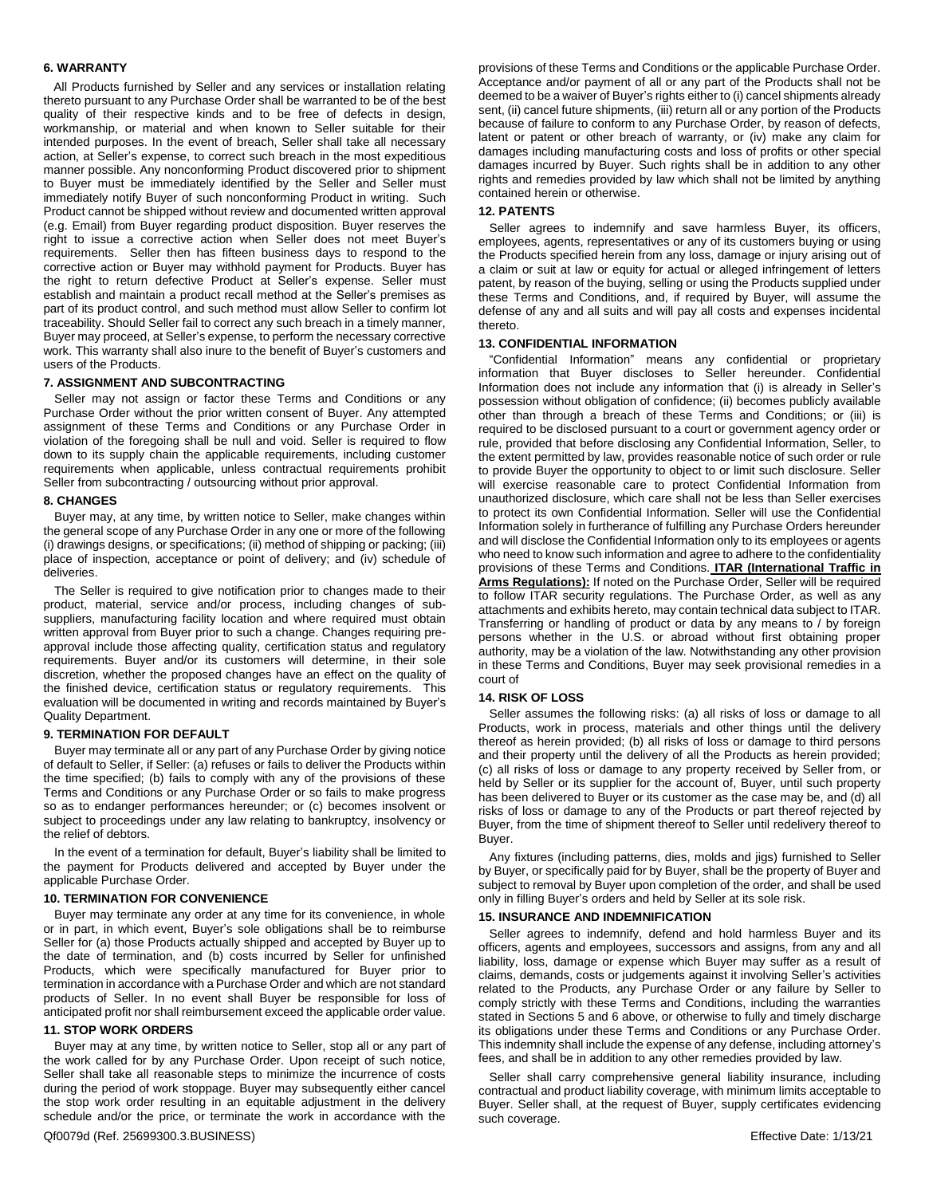### 6. WARRANTY

All Products furnished by Seller and any services or installation relating thereto pursuant to any Purchase Order shall be warranted to be of the best quality of their respective kinds and to be free of defects in design, workmanship, or material and when known to Seller suitable for their intended purposes. In the event of breach, Seller shall take all necessary action, at Seller's expense, to correct such breach in the most expeditious manner possible. Any nonconforming Product discovered prior to shipment to Buyer must be immediately identified by the Seller and Seller must immediately notify Buyer of such nonconforming Product in writing. Such Product cannot be shipped without review and documented written approval (e.g. Email) from Buyer regarding product disposition. Buyer reserves the right to issue a corrective action when Seller does not meet Buyer's requirements. Seller then has fifteen business days to respond to the corrective action or Buyer may withhold payment for Products. Buyer has the right to return defective Product at Seller's expense. Seller must establish and maintain a product recall method at the Seller's premises as part of its product control, and such method must allow Seller to confirm lot traceability. Should Seller fail to correct any such breach in a timely manner, Buyer may proceed, at Seller's expense, to perform the necessary corrective work. This warranty shall also inure to the benefit of Buyer's customers and users of the Products.

### 7. ASSIGNMENT AND SUBCONTRACTING

Seller may not assign or factor these Terms and Conditions or any Purchase Order without the prior written consent of Buyer. Any attempted assignment of these Terms and Conditions or any Purchase Order in violation of the foregoing shall be null and void. Seller is required to flow down to its supply chain the applicable requirements, including customer requirements when applicable, unless contractual requirements prohibit Seller from subcontracting / outsourcing without prior approval.

### 8. CHANGES

Buyer may, at any time, by written notice to Seller, make changes within the general scope of any Purchase Order in any one or more of the following (i) drawings designs, or specifications; (ii) method of shipping or packing; (iii) place of inspection, acceptance or point of delivery; and (iv) schedule of deliveries.

The Seller is required to give notification prior to changes made to their product, material, service and/or process, including changes of sub-suppliers, manufacturing facility location and where required must obtain written approval from Buyer prior to such a change. Changes requiring pre-approval include those affecting quality, certification status and regulatory requirements. Buyer and/or its customers will determine, in their sole discretion, whether the proposed changes have an effect on the quality of the finished device, certification status or regulatory requirements. This evaluation will be documented in writing and records maintained by Buyer's Quality Department.

### 9. TERMINATION FOR DEFAULT

Buyer may terminate all or any part of any Purchase Order by giving notice of default to Seller, if Seller: (a) refuses or fails to deliver the Products within the time specified; (b) fails to comply with any of the provisions of these Terms and Conditions or any Purchase Order or so fails to make progress so as to endanger performances hereunder; or (c) becomes insolvent or subject to proceedings under any law relating to bankruptcy, insolvency or the relief of debtors.

In the event of a termination for default, Buyer's liability shall be limited to the payment for Products delivered and accepted by Buyer under the applicable Purchase Order.

### 10. TERMINATION FOR CONVENIENCE

Buyer may terminate any order at any time for its convenience, in whole or in part, in which event, Buyer's sole obligations shall be to reimburse Seller for (a) those Products actually shipped and accepted by Buyer up to the date of termination, and (b) costs incurred by Seller for unfinished Products, which were specifically manufactured for Buyer prior to termination in accordance with a Purchase Order and which are not standard products of Seller. In no event shall Buyer be responsible for loss of anticipated profit nor shall reimbursement exceed the applicable order value.

### 11. STOP WORK ORDERS

Buyer may at any time, by written notice to Seller, stop all or any part of the work called for by any Purchase Order. Upon receipt of such notice, Seller shall take all reasonable steps to minimize the incurrence of costs during the period of work stoppage. Buyer may subsequently either cancel the stop work order resulting in an equitable adjustment in the delivery schedule and/or the price, or terminate the work in accordance with the provisions of these Terms and Conditions or the applicable Purchase Order. Acceptance and/or payment of all or any part of the Products shall not be deemed to be a waiver of Buyer's rights either to (i) cancel shipments already sent, (ii) cancel future shipments, (iii) return all or any portion of the Products because of failure to conform to any Purchase Order, by reason of defects, latent or patent or other breach of warranty, or (iv) make any claim for damages including manufacturing costs and loss of profits or other special damages incurred by Buyer. Such rights shall be in addition to any other rights and remedies provided by law which shall not be limited by anything contained herein or otherwise.

### 12. PATENTS

Seller agrees to indemnify and save harmless Buyer, its officers, employees, agents, representatives or any of its customers buying or using the Products specified herein from any loss, damage or injury arising out of a claim or suit at law or equity for actual or alleged infringement of letters patent, by reason of the buying, selling or using the Products supplied under these Terms and Conditions, and, if required by Buyer, will assume the defense of any and all suits and will pay all costs and expenses incidental thereto.

### 13. CONFIDENTIAL INFORMATION

"Confidential Information" means any confidential or proprietary information that Buyer discloses to Seller hereunder. Confidential Information does not include any information that (i) is already in Seller's possession without obligation of confidence; (ii) becomes publicly available other than through a breach of these Terms and Conditions; or (iii) is required to be disclosed pursuant to a court or government agency order or rule, provided that before disclosing any Confidential Information, Seller, to the extent permitted by law, provides reasonable notice of such order or rule to provide Buyer the opportunity to object to or limit such disclosure. Seller will exercise reasonable care to protect Confidential Information from unauthorized disclosure, which care shall not be less than Seller exercises to protect its own Confidential Information. Seller will use the Confidential Information solely in furtherance of fulfilling any Purchase Orders hereunder and will disclose the Confidential Information only to its employees or agents who need to know such information and agree to adhere to the confidentiality provisions of these Terms and Conditions. **ITAR (International Traffic in Arms Regulations):** If noted on the Purchase Order, Seller will be required to follow ITAR security regulations. The Purchase Order, as well as any attachments and exhibits hereto, may contain technical data subject to ITAR. Transferring or handling of product or data by any means to / by foreign persons whether in the U.S. or abroad without first obtaining proper authority, may be a violation of the law. Notwithstanding any other provision in these Terms and Conditions, Buyer may seek provisional remedies in a court of

### 14. RISK OF LOSS

Seller assumes the following risks: (a) all risks of loss or damage to all Products, work in process, materials and other things until the delivery thereof as herein provided; (b) all risks of loss or damage to third persons and their property until the delivery of all the Products as herein provided; (c) all risks of loss or damage to any property received by Seller from, or held by Seller or its supplier for the account of, Buyer, until such property has been delivered to Buyer or its customer as the case may be, and (d) all risks of loss or damage to any of the Products or part thereof rejected by Buyer, from the time of shipment thereof to Seller until redelivery thereof to Buyer.

Any fixtures (including patterns, dies, molds and jigs) furnished to Seller by Buyer, or specifically paid for by Buyer, shall be the property of Buyer and subject to removal by Buyer upon completion of the order, and shall be used only in filling Buyer's orders and held by Seller at its sole risk.

### 15. INSURANCE AND INDEMNIFICATION

Seller agrees to indemnify, defend and hold harmless Buyer and its officers, agents and employees, successors and assigns, from any and all liability, loss, damage or expense which Buyer may suffer as a result of claims, demands, costs or judgements against it involving Seller's activities related to the Products, any Purchase Order or any failure by Seller to comply strictly with these Terms and Conditions, including the warranties stated in Sections 5 and 6 above, or otherwise to fully and timely discharge its obligations under these Terms and Conditions or any Purchase Order. This indemnity shall include the expense of any defense, including attorney's fees, and shall be in addition to any other remedies provided by law.

Seller shall carry comprehensive general liability insurance, including contractual and product liability coverage, with minimum limits acceptable to Buyer. Seller shall, at the request of Buyer, supply certificates evidencing such coverage.

Qf0079d (Ref. 25699300.3.BUSINESS) Effective Date: 1/13/21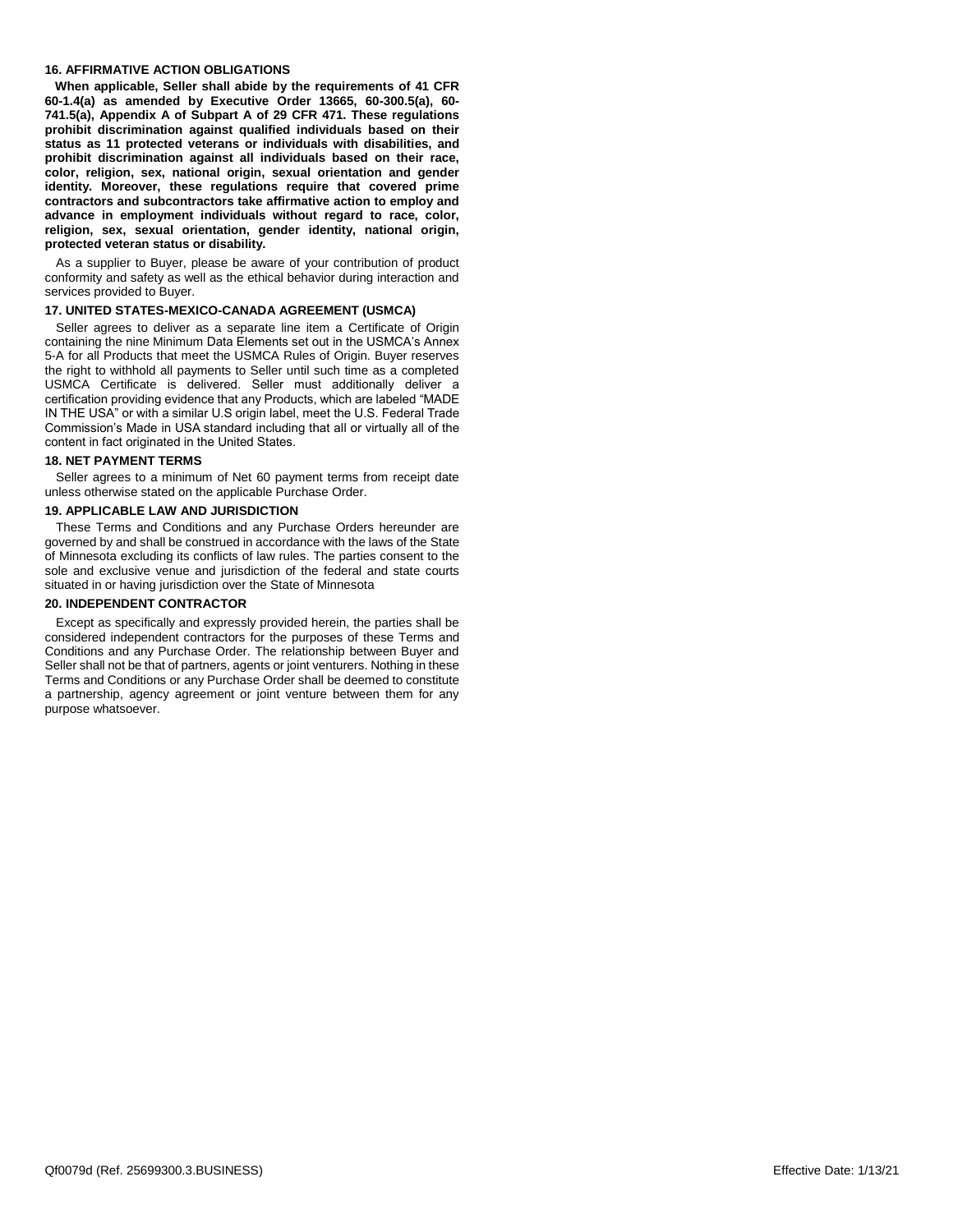### 16. AFFIRMATIVE ACTION OBLIGATIONS

**When applicable, Seller shall abide by the requirements of 41 CFR 60-1.4(a) as amended by Executive Order 13665, 60-300.5(a), 60-741.5(a), Appendix A of Subpart A of 29 CFR 471. These regulations prohibit discrimination against qualified individuals based on their status as 11 protected veterans or individuals with disabilities, and prohibit discrimination against all individuals based on their race, color, religion, sex, national origin, sexual orientation and gender identity. Moreover, these regulations require that covered prime contractors and subcontractors take affirmative action to employ and advance in employment individuals without regard to race, color, religion, sex, sexual orientation, gender identity, national origin, protected veteran status or disability.**

As a supplier to Buyer, please be aware of your contribution of product conformity and safety as well as the ethical behavior during interaction and services provided to Buyer.

### 17. UNITED STATES-MEXICO-CANADA AGREEMENT (USMCA)

Seller agrees to deliver as a separate line item a Certificate of Origin containing the nine Minimum Data Elements set out in the USMCA's Annex 5-A for all Products that meet the USMCA Rules of Origin. Buyer reserves the right to withhold all payments to Seller until such time as a completed USMCA Certificate is delivered. Seller must additionally deliver a certification providing evidence that any Products, which are labeled "MADE IN THE USA" or with a similar U.S origin label, meet the U.S. Federal Trade Commission's Made in USA standard including that all or virtually all of the content in fact originated in the United States.

### 18. NET PAYMENT TERMS

Seller agrees to a minimum of Net 60 payment terms from receipt date unless otherwise stated on the applicable Purchase Order.

### 19. APPLICABLE LAW AND JURISDICTION

These Terms and Conditions and any Purchase Orders hereunder are governed by and shall be construed in accordance with the laws of the State of Minnesota excluding its conflicts of law rules. The parties consent to the sole and exclusive venue and jurisdiction of the federal and state courts situated in or having jurisdiction over the State of Minnesota

### 20. INDEPENDENT CONTRACTOR

Except as specifically and expressly provided herein, the parties shall be considered independent contractors for the purposes of these Terms and Conditions and any Purchase Order. The relationship between Buyer and Seller shall not be that of partners, agents or joint venturers. Nothing in these Terms and Conditions or any Purchase Order shall be deemed to constitute a partnership, agency agreement or joint venture between them for any purpose whatsoever.